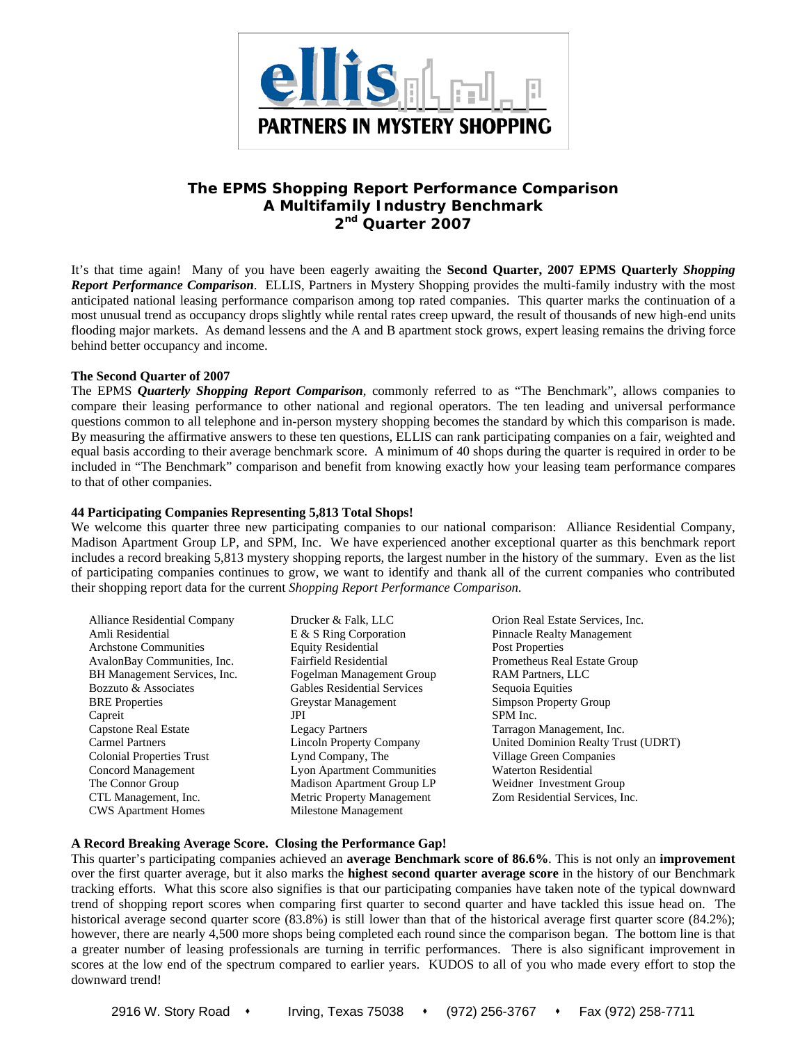**ellis**

**PARTNERS IN MYSTERY SHOPPING**

# The EPMS Shopping Report Performance Comparison
## A Multifamily Industry Benchmark
## 2nd Quarter 2007

It's that time again! Many of you have been eagerly awaiting the **Second Quarter, 2007 EPMS Quarterly *Shopping Report Performance Comparison***. ELLIS, Partners in Mystery Shopping provides the multi-family industry with the most anticipated national leasing performance comparison among top rated companies. This quarter marks the continuation of a most unusual trend as occupancy drops slightly while rental rates creep upward, the result of thousands of new high-end units flooding major markets. As demand lessens and the A and B apartment stock grows, expert leasing remains the driving force behind better occupancy and income.

**The Second Quarter of 2007**

The EPMS ***Quarterly Shopping Report Comparison***, commonly referred to as "The Benchmark", allows companies to compare their leasing performance to other national and regional operators. The ten leading and universal performance questions common to all telephone and in-person mystery shopping becomes the standard by which this comparison is made. By measuring the affirmative answers to these ten questions, ELLIS can rank participating companies on a fair, weighted and equal basis according to their average benchmark score. A minimum of 40 shops during the quarter is required in order to be included in "The Benchmark" comparison and benefit from knowing exactly how your leasing team performance compares to that of other companies.

**44 Participating Companies Representing 5,813 Total Shops!**

We welcome this quarter three new participating companies to our national comparison: Alliance Residential Company, Madison Apartment Group LP, and SPM, Inc. We have experienced another exceptional quarter as this benchmark report includes a record breaking 5,813 mystery shopping reports, the largest number in the history of the summary. Even as the list of participating companies continues to grow, we want to identify and thank all of the current companies who contributed their shopping report data for the current *Shopping Report Performance Comparison.*

- Alliance Residential Company
- Amli Residential
- Archstone Communities
- AvalonBay Communities, Inc.
- BH Management Services, Inc.
- Bozzuto & Associates
- BRE Properties
- Capreit
- Capstone Real Estate
- Carmel Partners
- Colonial Properties Trust
- Concord Management
- The Connor Group
- CTL Management, Inc.
- CWS Apartment Homes
- Drucker & Falk, LLC
- E & S Ring Corporation
- Equity Residential
- Fairfield Residential
- Fogelman Management Group
- Gables Residential Services
- Greystar Management
- JPI
- Legacy Partners
- Lincoln Property Company
- Lynd Company, The
- Lyon Apartment Communities
- Madison Apartment Group LP
- Metric Property Management
- Milestone Management
- Orion Real Estate Services, Inc.
- Pinnacle Realty Management
- Post Properties
- Prometheus Real Estate Group
- RAM Partners, LLC
- Sequoia Equities
- Simpson Property Group
- SPM Inc.
- Tarragon Management, Inc.
- United Dominion Realty Trust (UDRT)
- Village Green Companies
- Waterton Residential
- Weidner Investment Group
- Zom Residential Services, Inc.

**A Record Breaking Average Score. Closing the Performance Gap!**

This quarter's participating companies achieved an **average Benchmark score of 86.6%**. This is not only an **improvement** over the first quarter average, but it also marks the **highest second quarter average score** in the history of our Benchmark tracking efforts. What this score also signifies is that our participating companies have taken note of the typical downward trend of shopping report scores when comparing first quarter to second quarter and have tackled this issue head on. The historical average second quarter score (83.8%) is still lower than that of the historical average first quarter score (84.2%); however, there are nearly 4,500 more shops being completed each round since the comparison began. The bottom line is that a greater number of leasing professionals are turning in terrific performances. There is also significant improvement in scores at the low end of the spectrum compared to earlier years. KUDOS to all of you who made every effort to stop the downward trend!

2916 W. Story Road • Irving, Texas 75038 • (972) 256-3767 • Fax (972) 258-7711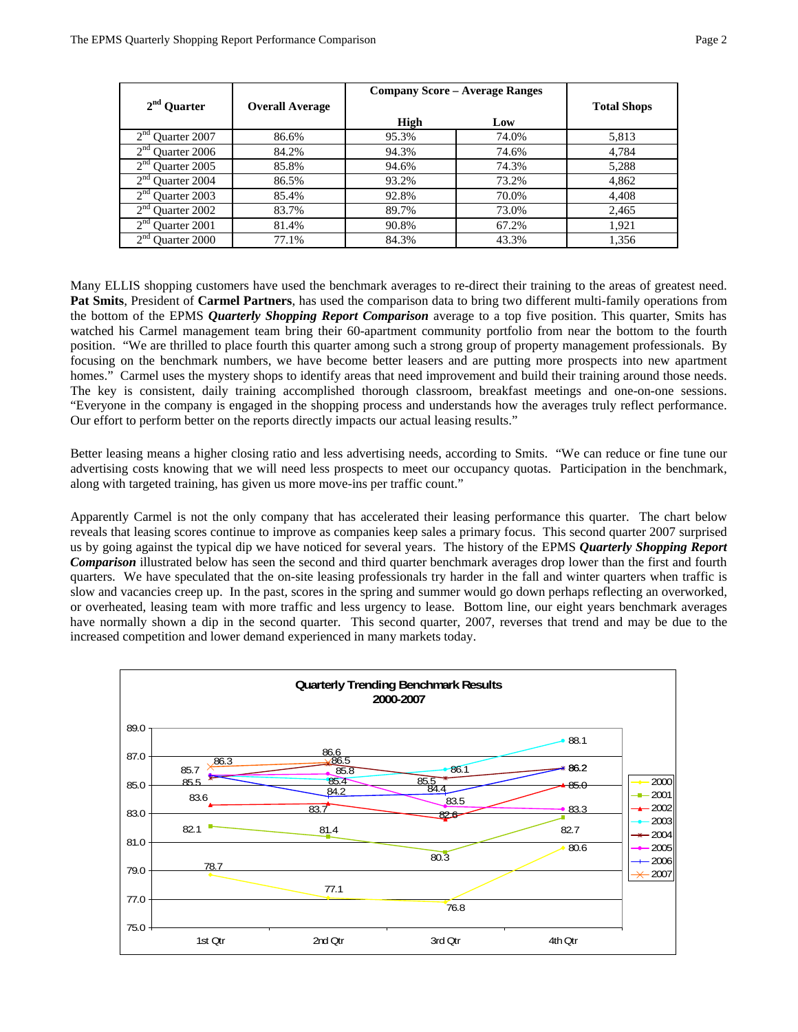| 2nd Quarter | Overall Average | Company Score – Average Ranges | | Total Shops |
|---|---|---|---|---|
| | | High | Low | |
| 2nd Quarter 2007 | 86.6% | 95.3% | 74.0% | 5,813 |
| 2nd Quarter 2006 | 84.2% | 94.3% | 74.6% | 4,784 |
| 2nd Quarter 2005 | 85.8% | 94.6% | 74.3% | 5,288 |
| 2nd Quarter 2004 | 86.5% | 93.2% | 73.2% | 4,862 |
| 2nd Quarter 2003 | 85.4% | 92.8% | 70.0% | 4,408 |
| 2nd Quarter 2002 | 83.7% | 89.7% | 73.0% | 2,465 |
| 2nd Quarter 2001 | 81.4% | 90.8% | 67.2% | 1,921 |
| 2nd Quarter 2000 | 77.1% | 84.3% | 43.3% | 1,356 |

Many ELLIS shopping customers have used the benchmark averages to re-direct their training to the areas of greatest need. **Pat Smits**, President of **Carmel Partners**, has used the comparison data to bring two different multi-family operations from the bottom of the EPMS ***Quarterly Shopping Report Comparison*** average to a top five position. This quarter, Smits has watched his Carmel management team bring their 60-apartment community portfolio from near the bottom to the fourth position. "We are thrilled to place fourth this quarter among such a strong group of property management professionals. By focusing on the benchmark numbers, we have become better leasers and are putting more prospects into new apartment homes." Carmel uses the mystery shops to identify areas that need improvement and build their training around those needs. The key is consistent, daily training accomplished thorough classroom, breakfast meetings and one-on-one sessions. "Everyone in the company is engaged in the shopping process and understands how the averages truly reflect performance. Our effort to perform better on the reports directly impacts our actual leasing results."

Better leasing means a higher closing ratio and less advertising needs, according to Smits. "We can reduce or fine tune our advertising costs knowing that we will need less prospects to meet our occupancy quotas. Participation in the benchmark, along with targeted training, has given us more move-ins per traffic count."

Apparently Carmel is not the only company that has accelerated their leasing performance this quarter. The chart below reveals that leasing scores continue to improve as companies keep sales a primary focus. This second quarter 2007 surprised us by going against the typical dip we have noticed for several years. The history of the EPMS ***Quarterly Shopping Report Comparison*** illustrated below has seen the second and third quarter benchmark averages drop lower than the first and fourth quarters. We have speculated that the on-site leasing professionals try harder in the fall and winter quarters when traffic is slow and vacancies creep up. In the past, scores in the spring and summer would go down perhaps reflecting an overworked, or overheated, leasing team with more traffic and less urgency to lease. Bottom line, our eight years benchmark averages have normally shown a dip in the second quarter. This second quarter, 2007, reverses that trend and may be due to the increased competition and lower demand experienced in many markets today.

**Quarterly Trending Benchmark Results 2000-2007**

| Year | 1st Qtr | 2nd Qtr | 3rd Qtr | 4th Qtr |
|---|---|---|---|---|
| 2000 | 78.7 | 77.1 | 76.8 | 80.6 |
| 2001 | 82.1 | 81.4 | 80.3 | 82.7 |
| 2002 | 83.6 | 83.7 | 82.6 | 85.0 |
| 2003 | 85.7 | 85.4 | 86.1 | 88.1 |
| 2004 | 85.5 | 86.5 | 85.5 | 86.2 |
| 2005 | 85.7 | 85.8 | 83.5 | 83.3 |
| 2006 | 85.7 | 84.2 | 84.4 | 86.2 |
| 2007 | 86.3 | 86.6 | | |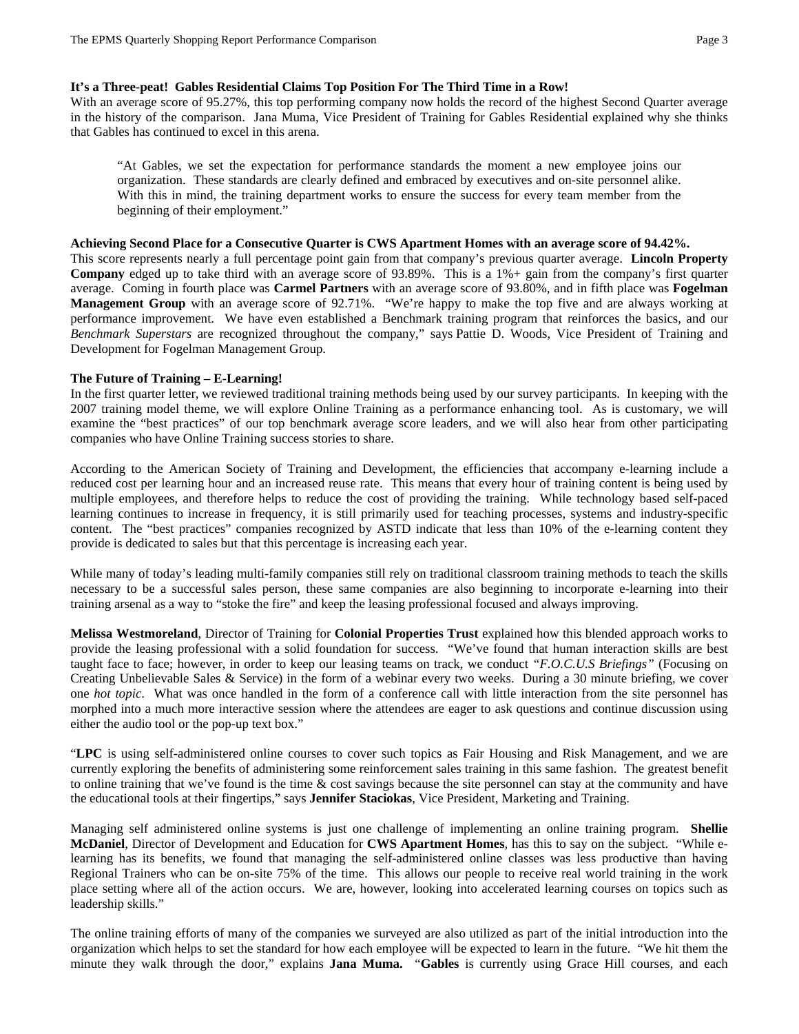**It's a Three-peat! Gables Residential Claims Top Position For The Third Time in a Row!**

With an average score of 95.27%, this top performing company now holds the record of the highest Second Quarter average in the history of the comparison. Jana Muma, Vice President of Training for Gables Residential explained why she thinks that Gables has continued to excel in this arena.

> "At Gables, we set the expectation for performance standards the moment a new employee joins our organization. These standards are clearly defined and embraced by executives and on-site personnel alike. With this in mind, the training department works to ensure the success for every team member from the beginning of their employment."

**Achieving Second Place for a Consecutive Quarter is CWS Apartment Homes with an average score of 94.42%.**

This score represents nearly a full percentage point gain from that company's previous quarter average. **Lincoln Property Company** edged up to take third with an average score of 93.89%. This is a 1%+ gain from the company's first quarter average. Coming in fourth place was **Carmel Partners** with an average score of 93.80%, and in fifth place was **Fogelman Management Group** with an average score of 92.71%. "We're happy to make the top five and are always working at performance improvement. We have even established a Benchmark training program that reinforces the basics, and our *Benchmark Superstars* are recognized throughout the company," says Pattie D. Woods, Vice President of Training and Development for Fogelman Management Group.

**The Future of Training – E-Learning!**

In the first quarter letter, we reviewed traditional training methods being used by our survey participants. In keeping with the 2007 training model theme, we will explore Online Training as a performance enhancing tool. As is customary, we will examine the "best practices" of our top benchmark average score leaders, and we will also hear from other participating companies who have Online Training success stories to share.

According to the American Society of Training and Development, the efficiencies that accompany e-learning include a reduced cost per learning hour and an increased reuse rate. This means that every hour of training content is being used by multiple employees, and therefore helps to reduce the cost of providing the training. While technology based self-paced learning continues to increase in frequency, it is still primarily used for teaching processes, systems and industry-specific content. The "best practices" companies recognized by ASTD indicate that less than 10% of the e-learning content they provide is dedicated to sales but that this percentage is increasing each year.

While many of today's leading multi-family companies still rely on traditional classroom training methods to teach the skills necessary to be a successful sales person, these same companies are also beginning to incorporate e-learning into their training arsenal as a way to "stoke the fire" and keep the leasing professional focused and always improving.

**Melissa Westmoreland**, Director of Training for **Colonial Properties Trust** explained how this blended approach works to provide the leasing professional with a solid foundation for success. "We've found that human interaction skills are best taught face to face; however, in order to keep our leasing teams on track, we conduct *"F.O.C.U.S Briefings"* (Focusing on Creating Unbelievable Sales & Service) in the form of a webinar every two weeks. During a 30 minute briefing, we cover one *hot topic*. What was once handled in the form of a conference call with little interaction from the site personnel has morphed into a much more interactive session where the attendees are eager to ask questions and continue discussion using either the audio tool or the pop-up text box."

"**LPC** is using self-administered online courses to cover such topics as Fair Housing and Risk Management, and we are currently exploring the benefits of administering some reinforcement sales training in this same fashion. The greatest benefit to online training that we've found is the time & cost savings because the site personnel can stay at the community and have the educational tools at their fingertips," says **Jennifer Staciokas**, Vice President, Marketing and Training.

Managing self administered online systems is just one challenge of implementing an online training program. **Shellie McDaniel**, Director of Development and Education for **CWS Apartment Homes**, has this to say on the subject. "While e-learning has its benefits, we found that managing the self-administered online classes was less productive than having Regional Trainers who can be on-site 75% of the time. This allows our people to receive real world training in the work place setting where all of the action occurs. We are, however, looking into accelerated learning courses on topics such as leadership skills."

The online training efforts of many of the companies we surveyed are also utilized as part of the initial introduction into the organization which helps to set the standard for how each employee will be expected to learn in the future. "We hit them the minute they walk through the door," explains **Jana Muma.** "**Gables** is currently using Grace Hill courses, and each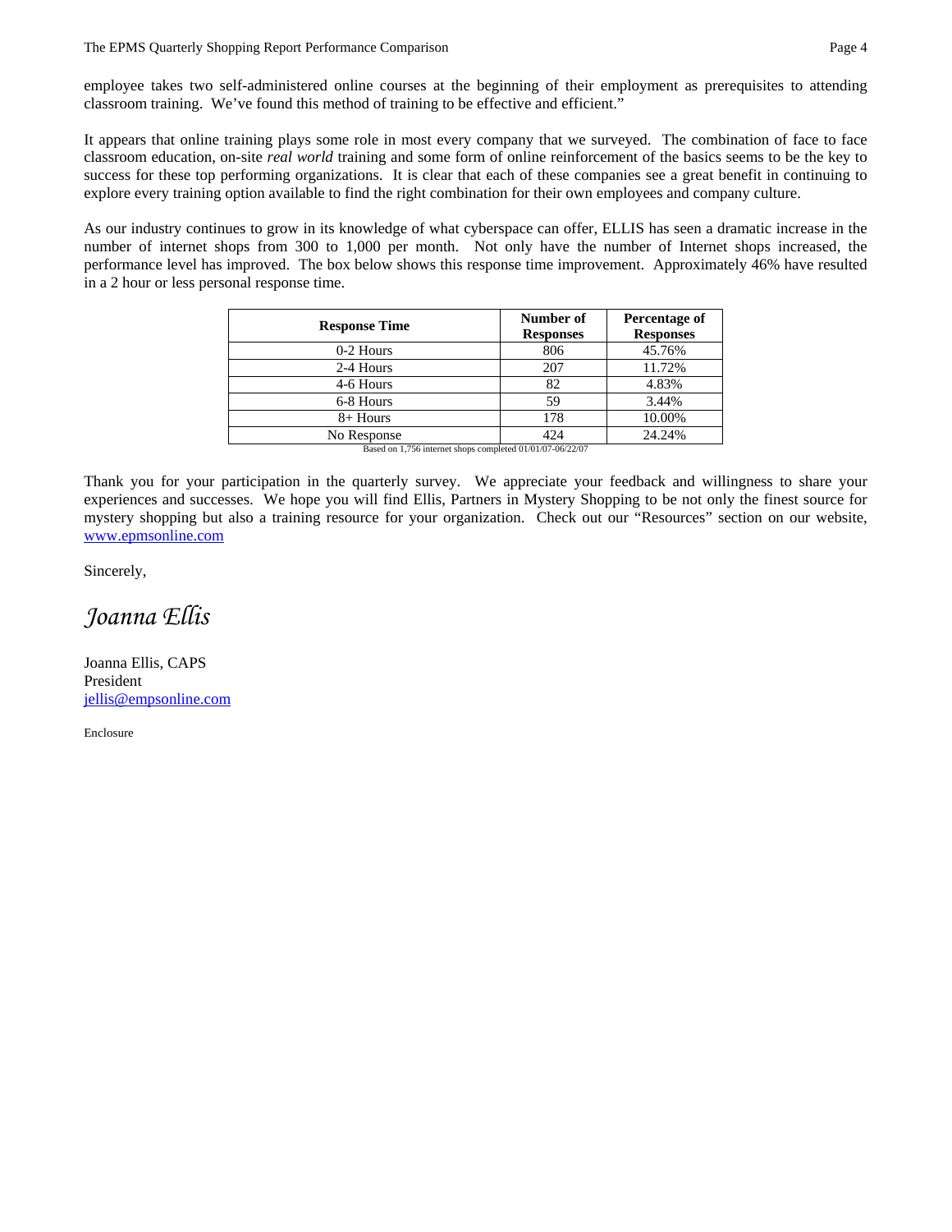employee takes two self-administered online courses at the beginning of their employment as prerequisites to attending classroom training. We've found this method of training to be effective and efficient."

It appears that online training plays some role in most every company that we surveyed. The combination of face to face classroom education, on-site *real world* training and some form of online reinforcement of the basics seems to be the key to success for these top performing organizations. It is clear that each of these companies see a great benefit in continuing to explore every training option available to find the right combination for their own employees and company culture.

As our industry continues to grow in its knowledge of what cyberspace can offer, ELLIS has seen a dramatic increase in the number of internet shops from 300 to 1,000 per month. Not only have the number of Internet shops increased, the performance level has improved. The box below shows this response time improvement. Approximately 46% have resulted in a 2 hour or less personal response time.

| Response Time | Number of Responses | Percentage of Responses |
|---|---|---|
| 0-2 Hours | 806 | 45.76% |
| 2-4 Hours | 207 | 11.72% |
| 4-6 Hours | 82 | 4.83% |
| 6-8 Hours | 59 | 3.44% |
| 8+ Hours | 178 | 10.00% |
| No Response | 424 | 24.24% |

Based on 1,756 internet shops completed 01/01/07-06/22/07

Thank you for your participation in the quarterly survey. We appreciate your feedback and willingness to share your experiences and successes. We hope you will find Ellis, Partners in Mystery Shopping to be not only the finest source for mystery shopping but also a training resource for your organization. Check out our "Resources" section on our website, [www.epmsonline.com](http://www.epmsonline.com)

Sincerely,

*Joanna Ellis*

Joanna Ellis, CAPS
President
[jellis@empsonline.com](mailto:jellis@empsonline.com)

Enclosure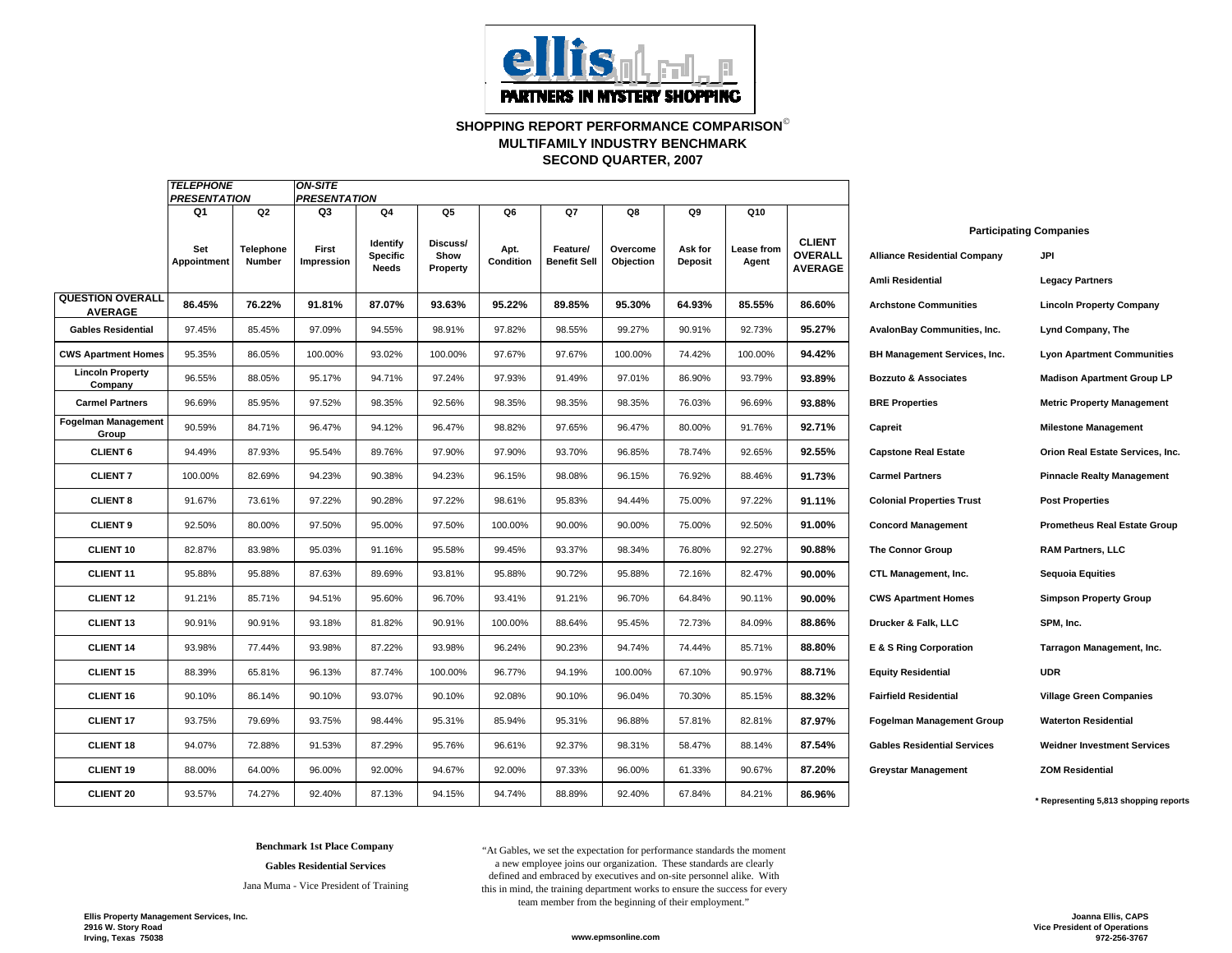**ellis PARTNERS IN MYSTERY SHOPPING**

## SHOPPING REPORT PERFORMANCE COMPARISON©
## MULTIFAMILY INDUSTRY BENCHMARK
## SECOND QUARTER, 2007

| | *TELEPHONE PRESENTATION* | | *ON-SITE PRESENTATION* | | | | | | | | |
|---|---|---|---|---|---|---|---|---|---|---|---|
| | Q1 | Q2 | Q3 | Q4 | Q5 | Q6 | Q7 | Q8 | Q9 | Q10 | |
| | Set Appointment | Telephone Number | First Impression | Identify Specific Needs | Discuss/ Show Property | Apt. Condition | Feature/ Benefit Sell | Overcome Objection | Ask for Deposit | Lease from Agent | CLIENT OVERALL AVERAGE |
| **QUESTION OVERALL AVERAGE** | **86.45%** | **76.22%** | **91.81%** | **87.07%** | **93.63%** | **95.22%** | **89.85%** | **95.30%** | **64.93%** | **85.55%** | **86.60%** |
| **Gables Residential** | 97.45% | 85.45% | 97.09% | 94.55% | 98.91% | 97.82% | 98.55% | 99.27% | 90.91% | 92.73% | **95.27%** |
| **CWS Apartment Homes** | 95.35% | 86.05% | 100.00% | 93.02% | 100.00% | 97.67% | 97.67% | 100.00% | 74.42% | 100.00% | **94.42%** |
| **Lincoln Property Company** | 96.55% | 88.05% | 95.17% | 94.71% | 97.24% | 97.93% | 91.49% | 97.01% | 86.90% | 93.79% | **93.89%** |
| **Carmel Partners** | 96.69% | 85.95% | 97.52% | 98.35% | 92.56% | 98.35% | 98.35% | 98.35% | 76.03% | 96.69% | **93.88%** |
| **Fogelman Management Group** | 90.59% | 84.71% | 96.47% | 94.12% | 96.47% | 98.82% | 97.65% | 96.47% | 80.00% | 91.76% | **92.71%** |
| **CLIENT 6** | 94.49% | 87.93% | 95.54% | 89.76% | 97.90% | 97.90% | 93.70% | 96.85% | 78.74% | 92.65% | **92.55%** |
| **CLIENT 7** | 100.00% | 82.69% | 94.23% | 90.38% | 94.23% | 96.15% | 98.08% | 96.15% | 76.92% | 88.46% | **91.73%** |
| **CLIENT 8** | 91.67% | 73.61% | 97.22% | 90.28% | 97.22% | 98.61% | 95.83% | 94.44% | 75.00% | 97.22% | **91.11%** |
| **CLIENT 9** | 92.50% | 80.00% | 97.50% | 95.00% | 97.50% | 100.00% | 90.00% | 90.00% | 75.00% | 92.50% | **91.00%** |
| **CLIENT 10** | 82.87% | 83.98% | 95.03% | 91.16% | 95.58% | 99.45% | 93.37% | 98.34% | 76.80% | 92.27% | **90.88%** |
| **CLIENT 11** | 95.88% | 95.88% | 87.63% | 89.69% | 93.81% | 95.88% | 90.72% | 95.88% | 72.16% | 82.47% | **90.00%** |
| **CLIENT 12** | 91.21% | 85.71% | 94.51% | 95.60% | 96.70% | 93.41% | 91.21% | 96.70% | 64.84% | 90.11% | **90.00%** |
| **CLIENT 13** | 90.91% | 90.91% | 93.18% | 81.82% | 90.91% | 100.00% | 88.64% | 95.45% | 72.73% | 84.09% | **88.86%** |
| **CLIENT 14** | 93.98% | 77.44% | 93.98% | 87.22% | 93.98% | 96.24% | 90.23% | 94.74% | 74.44% | 85.71% | **88.80%** |
| **CLIENT 15** | 88.39% | 65.81% | 96.13% | 87.74% | 100.00% | 96.77% | 94.19% | 100.00% | 67.10% | 90.97% | **88.71%** |
| **CLIENT 16** | 90.10% | 86.14% | 90.10% | 93.07% | 90.10% | 92.08% | 90.10% | 96.04% | 70.30% | 85.15% | **88.32%** |
| **CLIENT 17** | 93.75% | 79.69% | 93.75% | 98.44% | 95.31% | 85.94% | 95.31% | 96.88% | 57.81% | 82.81% | **87.97%** |
| **CLIENT 18** | 94.07% | 72.88% | 91.53% | 87.29% | 95.76% | 96.61% | 92.37% | 98.31% | 58.47% | 88.14% | **87.54%** |
| **CLIENT 19** | 88.00% | 64.00% | 96.00% | 92.00% | 94.67% | 92.00% | 97.33% | 96.00% | 61.33% | 90.67% | **87.20%** |
| **CLIENT 20** | 93.57% | 74.27% | 92.40% | 87.13% | 94.15% | 94.74% | 88.89% | 92.40% | 67.84% | 84.21% | **86.96%** |

### Participating Companies

| | |
|---|---|
| **Alliance Residential Company** | **JPI** |
| **Amli Residential** | **Legacy Partners** |
| **Archstone Communities** | **Lincoln Property Company** |
| **AvalonBay Communities, Inc.** | **Lynd Company, The** |
| **BH Management Services, Inc.** | **Lyon Apartment Communities** |
| **Bozzuto & Associates** | **Madison Apartment Group LP** |
| **BRE Properties** | **Metric Property Management** |
| **Capreit** | **Milestone Management** |
| **Capstone Real Estate** | **Orion Real Estate Services, Inc.** |
| **Carmel Partners** | **Pinnacle Realty Management** |
| **Colonial Properties Trust** | **Post Properties** |
| **Concord Management** | **Prometheus Real Estate Group** |
| **The Connor Group** | **RAM Partners, LLC** |
| **CTL Management, Inc.** | **Sequoia Equities** |
| **CWS Apartment Homes** | **Simpson Property Group** |
| **Drucker & Falk, LLC** | **SPM, Inc.** |
| **E & S Ring Corporation** | **Tarragon Management, Inc.** |
| **Equity Residential** | **UDR** |
| **Fairfield Residential** | **Village Green Companies** |
| **Fogelman Management Group** | **Waterton Residential** |
| **Gables Residential Services** | **Weidner Investment Services** |
| **Greystar Management** | **ZOM Residential** |

**\* Representing 5,813 shopping reports**

**Benchmark 1st Place Company**

**Gables Residential Services**

Jana Muma - Vice President of Training

"At Gables, we set the expectation for performance standards the moment a new employee joins our organization. These standards are clearly defined and embraced by executives and on-site personnel alike. With this in mind, the training department works to ensure the success for every team member from the beginning of their employment."

**Ellis Property Management Services, Inc.**
**2916 W. Story Road**
**Irving, Texas 75038**

**www.epmsonline.com**

**Joanna Ellis, CAPS**
**Vice President of Operations**
**972-256-3767**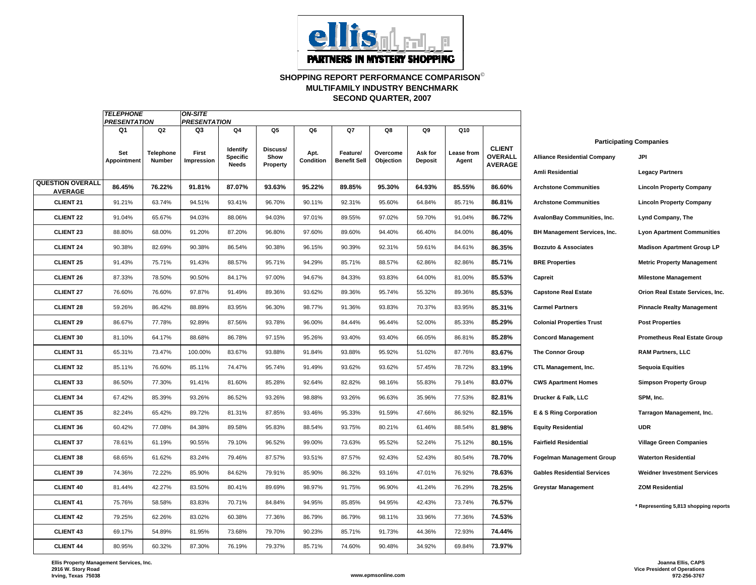ellis PARTNERS IN MYSTERY SHOPPING

## SHOPPING REPORT PERFORMANCE COMPARISON©
## MULTIFAMILY INDUSTRY BENCHMARK
## SECOND QUARTER, 2007

| | *TELEPHONE PRESENTATION* | | *ON-SITE PRESENTATION* | | | | | | | | |
|---|---|---|---|---|---|---|---|---|---|---|---|
| | Q1 | Q2 | Q3 | Q4 | Q5 | Q6 | Q7 | Q8 | Q9 | Q10 | |
| | Set Appointment | Telephone Number | First Impression | Identify Specific Needs | Discuss/ Show Property | Apt. Condition | Feature/ Benefit Sell | Overcome Objection | Ask for Deposit | Lease from Agent | CLIENT OVERALL AVERAGE |
| **QUESTION OVERALL AVERAGE** | **86.45%** | **76.22%** | **91.81%** | **87.07%** | **93.63%** | **95.22%** | **89.85%** | **95.30%** | **64.93%** | **85.55%** | **86.60%** |
| **CLIENT 21** | 91.21% | 63.74% | 94.51% | 93.41% | 96.70% | 90.11% | 92.31% | 95.60% | 64.84% | 85.71% | **86.81%** |
| **CLIENT 22** | 91.04% | 65.67% | 94.03% | 88.06% | 94.03% | 97.01% | 89.55% | 97.02% | 59.70% | 91.04% | **86.72%** |
| **CLIENT 23** | 88.80% | 68.00% | 91.20% | 87.20% | 96.80% | 97.60% | 89.60% | 94.40% | 66.40% | 84.00% | **86.40%** |
| **CLIENT 24** | 90.38% | 82.69% | 90.38% | 86.54% | 90.38% | 96.15% | 90.39% | 92.31% | 59.61% | 84.61% | **86.35%** |
| **CLIENT 25** | 91.43% | 75.71% | 91.43% | 88.57% | 95.71% | 94.29% | 85.71% | 88.57% | 62.86% | 82.86% | **85.71%** |
| **CLIENT 26** | 87.33% | 78.50% | 90.50% | 84.17% | 97.00% | 94.67% | 84.33% | 93.83% | 64.00% | 81.00% | **85.53%** |
| **CLIENT 27** | 76.60% | 76.60% | 97.87% | 91.49% | 89.36% | 93.62% | 89.36% | 95.74% | 55.32% | 89.36% | **85.53%** |
| **CLIENT 28** | 59.26% | 86.42% | 88.89% | 83.95% | 96.30% | 98.77% | 91.36% | 93.83% | 70.37% | 83.95% | **85.31%** |
| **CLIENT 29** | 86.67% | 77.78% | 92.89% | 87.56% | 93.78% | 96.00% | 84.44% | 96.44% | 52.00% | 85.33% | **85.29%** |
| **CLIENT 30** | 81.10% | 64.17% | 88.68% | 86.78% | 97.15% | 95.26% | 93.40% | 93.40% | 66.05% | 86.81% | **85.28%** |
| **CLIENT 31** | 65.31% | 73.47% | 100.00% | 83.67% | 93.88% | 91.84% | 93.88% | 95.92% | 51.02% | 87.76% | **83.67%** |
| **CLIENT 32** | 85.11% | 76.60% | 85.11% | 74.47% | 95.74% | 91.49% | 93.62% | 93.62% | 57.45% | 78.72% | **83.19%** |
| **CLIENT 33** | 86.50% | 77.30% | 91.41% | 81.60% | 85.28% | 92.64% | 82.82% | 98.16% | 55.83% | 79.14% | **83.07%** |
| **CLIENT 34** | 67.42% | 85.39% | 93.26% | 86.52% | 93.26% | 98.88% | 93.26% | 96.63% | 35.96% | 77.53% | **82.81%** |
| **CLIENT 35** | 82.24% | 65.42% | 89.72% | 81.31% | 87.85% | 93.46% | 95.33% | 91.59% | 47.66% | 86.92% | **82.15%** |
| **CLIENT 36** | 60.42% | 77.08% | 84.38% | 89.58% | 95.83% | 88.54% | 93.75% | 80.21% | 61.46% | 88.54% | **81.98%** |
| **CLIENT 37** | 78.61% | 61.19% | 90.55% | 79.10% | 96.52% | 99.00% | 73.63% | 95.52% | 52.24% | 75.12% | **80.15%** |
| **CLIENT 38** | 68.65% | 61.62% | 83.24% | 79.46% | 87.57% | 93.51% | 87.57% | 92.43% | 52.43% | 80.54% | **78.70%** |
| **CLIENT 39** | 74.36% | 72.22% | 85.90% | 84.62% | 79.91% | 85.90% | 86.32% | 93.16% | 47.01% | 76.92% | **78.63%** |
| **CLIENT 40** | 81.44% | 42.27% | 83.50% | 80.41% | 89.69% | 98.97% | 91.75% | 96.90% | 41.24% | 76.29% | **78.25%** |
| **CLIENT 41** | 75.76% | 58.58% | 83.83% | 70.71% | 84.84% | 94.95% | 85.85% | 94.95% | 42.43% | 73.74% | **76.57%** |
| **CLIENT 42** | 79.25% | 62.26% | 83.02% | 60.38% | 77.36% | 86.79% | 86.79% | 98.11% | 33.96% | 77.36% | **74.53%** |
| **CLIENT 43** | 69.17% | 54.89% | 81.95% | 73.68% | 79.70% | 90.23% | 85.71% | 91.73% | 44.36% | 72.93% | **74.44%** |
| **CLIENT 44** | 80.95% | 60.32% | 87.30% | 76.19% | 79.37% | 85.71% | 74.60% | 90.48% | 34.92% | 69.84% | **73.97%** |

**Participating Companies**

| | |
|---|---|
| **Alliance Residential Company** | **JPI** |
| **Amli Residential** | **Legacy Partners** |
| **Archstone Communities** | **Lincoln Property Company** |
| **Archstone Communities** | **Lincoln Property Company** |
| **AvalonBay Communities, Inc.** | **Lynd Company, The** |
| **BH Management Services, Inc.** | **Lyon Apartment Communities** |
| **Bozzuto & Associates** | **Madison Apartment Group LP** |
| **BRE Properties** | **Metric Property Management** |
| **Capreit** | **Milestone Management** |
| **Capstone Real Estate** | **Orion Real Estate Services, Inc.** |
| **Carmel Partners** | **Pinnacle Realty Management** |
| **Colonial Properties Trust** | **Post Properties** |
| **Concord Management** | **Prometheus Real Estate Group** |
| **The Connor Group** | **RAM Partners, LLC** |
| **CTL Management, Inc.** | **Sequoia Equities** |
| **CWS Apartment Homes** | **Simpson Property Group** |
| **Drucker & Falk, LLC** | **SPM, Inc.** |
| **E & S Ring Corporation** | **Tarragon Management, Inc.** |
| **Equity Residential** | **UDR** |
| **Fairfield Residential** | **Village Green Companies** |
| **Fogelman Management Group** | **Waterton Residential** |
| **Gables Residential Services** | **Weidner Investment Services** |
| **Greystar Management** | **ZOM Residential** |

**\* Representing 5,813 shopping reports**

**Ellis Property Management Services, Inc.**
**2916 W. Story Road**
**Irving, Texas 75038**

**www.epmsonline.com**

**Joanna Ellis, CAPS**
**Vice President of Operations**
**972-256-3767**